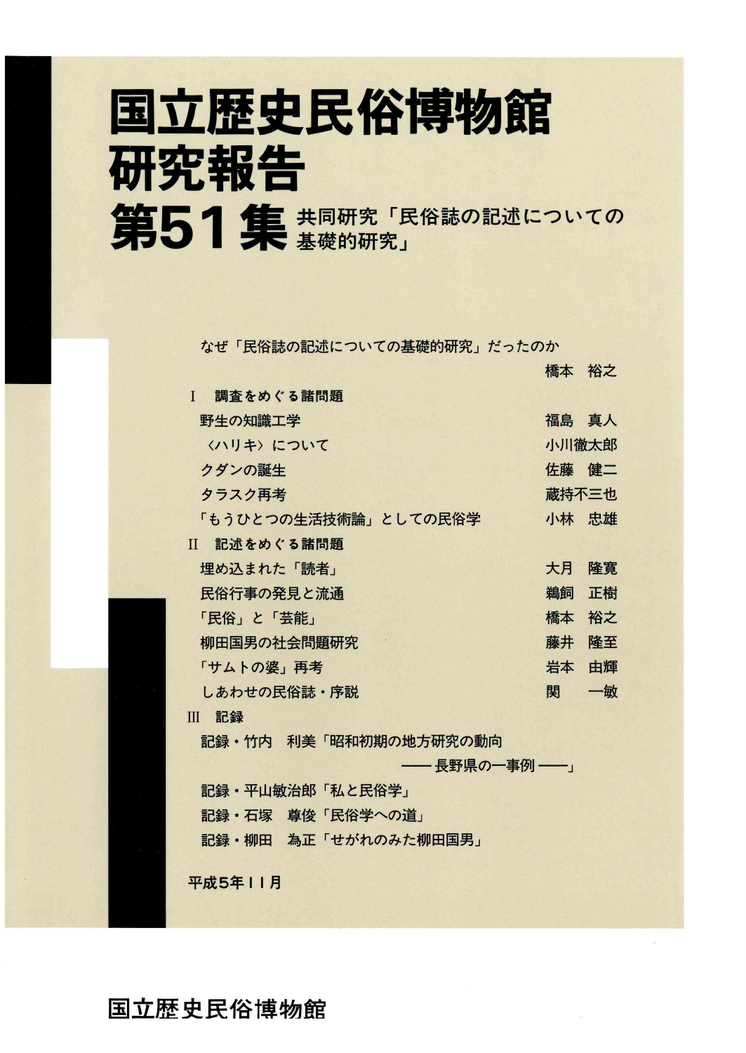# 国立歴史民俗博物館研究報告

# 第51集 共同研究「民俗誌の記述についての基礎的研究」

なぜ「民俗誌の記述についての基礎的研究」だったのか　　橋本　裕之

## I　調査をめぐる諸問題

- 野生の知識工学　　福島　真人
- 〈ハリキ〉について　　小川徹太郎
- クダンの誕生　　佐藤　健二
- タラスク再考　　蔵持不三也
- 「もうひとつの生活技術論」としての民俗学　　小林　忠雄

## II　記述をめぐる諸問題

- 埋め込まれた「読者」　　大月　隆寛
- 民俗行事の発見と流通　　鵜飼　正樹
- 「民俗」と「芸能」　　橋本　裕之
- 柳田国男の社会問題研究　　藤井　隆至
- 「サムトの婆」再考　　岩本　由輝
- しあわせの民俗誌・序説　　関　　一敏

## III　記録

- 記録・竹内　利美「昭和初期の地方研究の動向 ―― 長野県の一事例 ――」
- 記録・平山敏治郎「私と民俗学」
- 記録・石塚　尊俊「民俗学への道」
- 記録・柳田　為正「せがれのみた柳田国男」

平成5年11月

国立歴史民俗博物館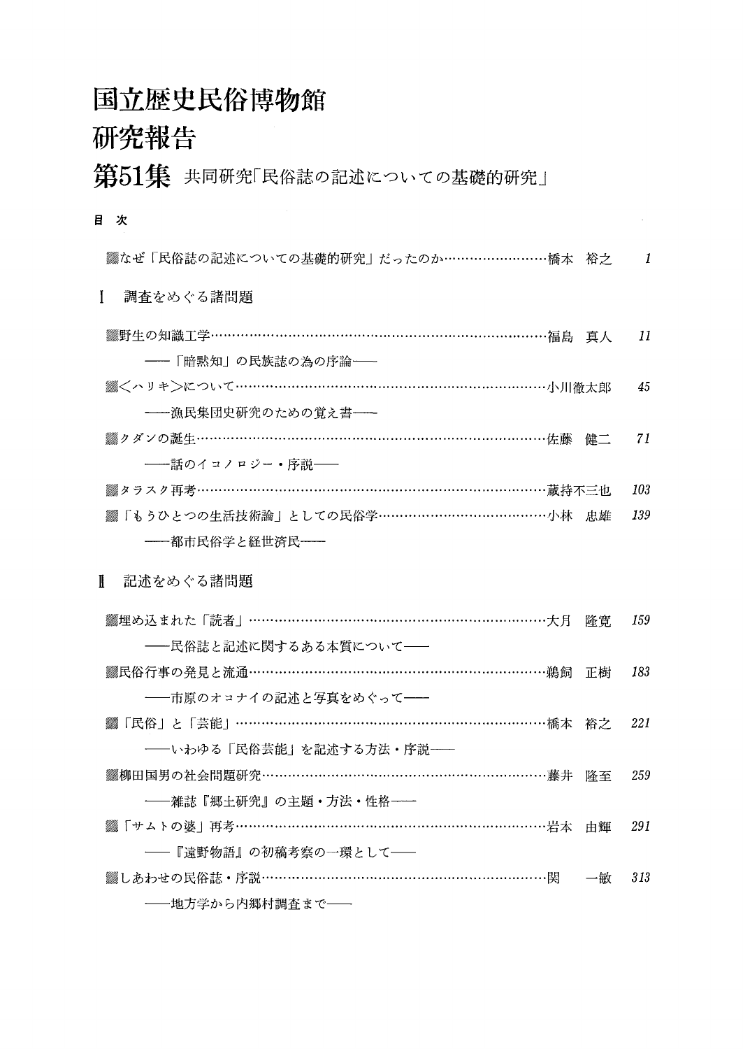# 国立歴史民俗博物館
# 研究報告
## 第51集 共同研究「民俗誌の記述についての基礎的研究」

**目 次**

なぜ「民俗誌の記述についての基礎的研究」だったのか……………………橋本 裕之 1

### Ⅰ 調査をめぐる諸問題

野生の知識工学……………………………………………………………福島 真人 11
——「暗黙知」の民族誌の為の序論——

＜ハリキ＞について……………………………………………………小川徹太郎 45
——漁民集団史研究のための覚え書——

クダンの誕生……………………………………………………………佐藤 健二 71
——話のイコノロジー・序説——

タラスク再考……………………………………………………………蔵持不三也 103

「もうひとつの生活技術論」としての民俗学…………………………小林 忠雄 139
——都市民俗学と経世済民——

### Ⅱ 記述をめぐる諸問題

埋め込まれた「読者」…………………………………………………大月 隆寛 159
——民俗誌と記述に関するある本質について——

民俗行事の発見と流通…………………………………………………鵜飼 正樹 183
——市原のオコナイの記述と写真をめぐって——

「民俗」と「芸能」……………………………………………………橋本 裕之 221
——いわゆる「民俗芸能」を記述する方法・序説——

柳田国男の社会問題研究………………………………………………藤井 隆至 259
——雑誌『郷土研究』の主題・方法・性格——

「サムトの婆」再考……………………………………………………岩本 由輝 291
——『遠野物語』の初稿考察の一環として——

しあわせの民俗誌・序説………………………………………………関 一敏 313
——地方学から内郷村調査まで——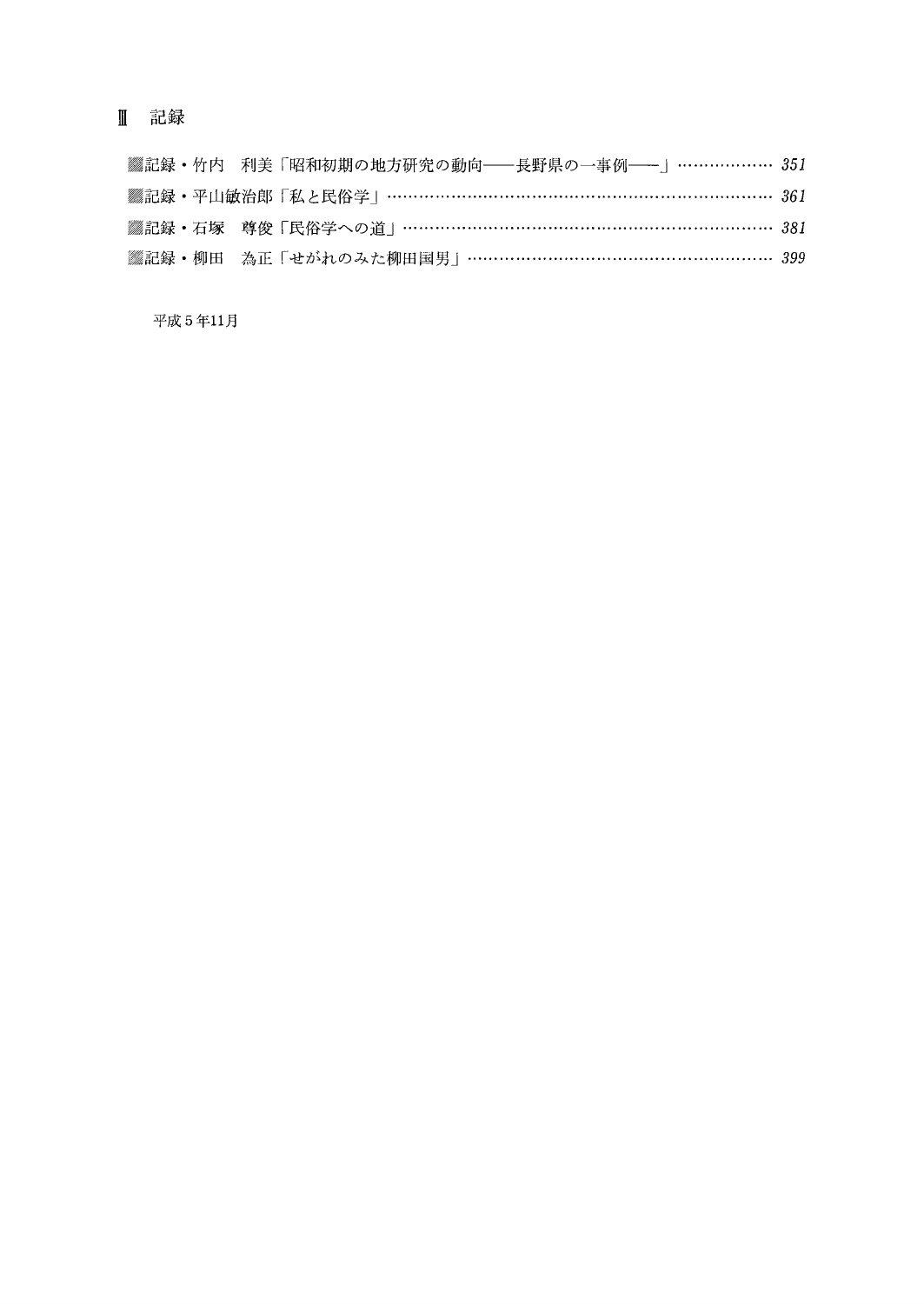## Ⅲ　記録

▒記録・竹内　利美「昭和初期の地方研究の動向――長野県の一事例――」……………… *351*

▒記録・平山敏治郎「私と民俗学」…………………………………………………………… *361*

▒記録・石塚　尊俊「民俗学への道」………………………………………………………… *381*

▒記録・柳田　為正「せがれのみた柳田国男」……………………………………………… *399*

平成５年11月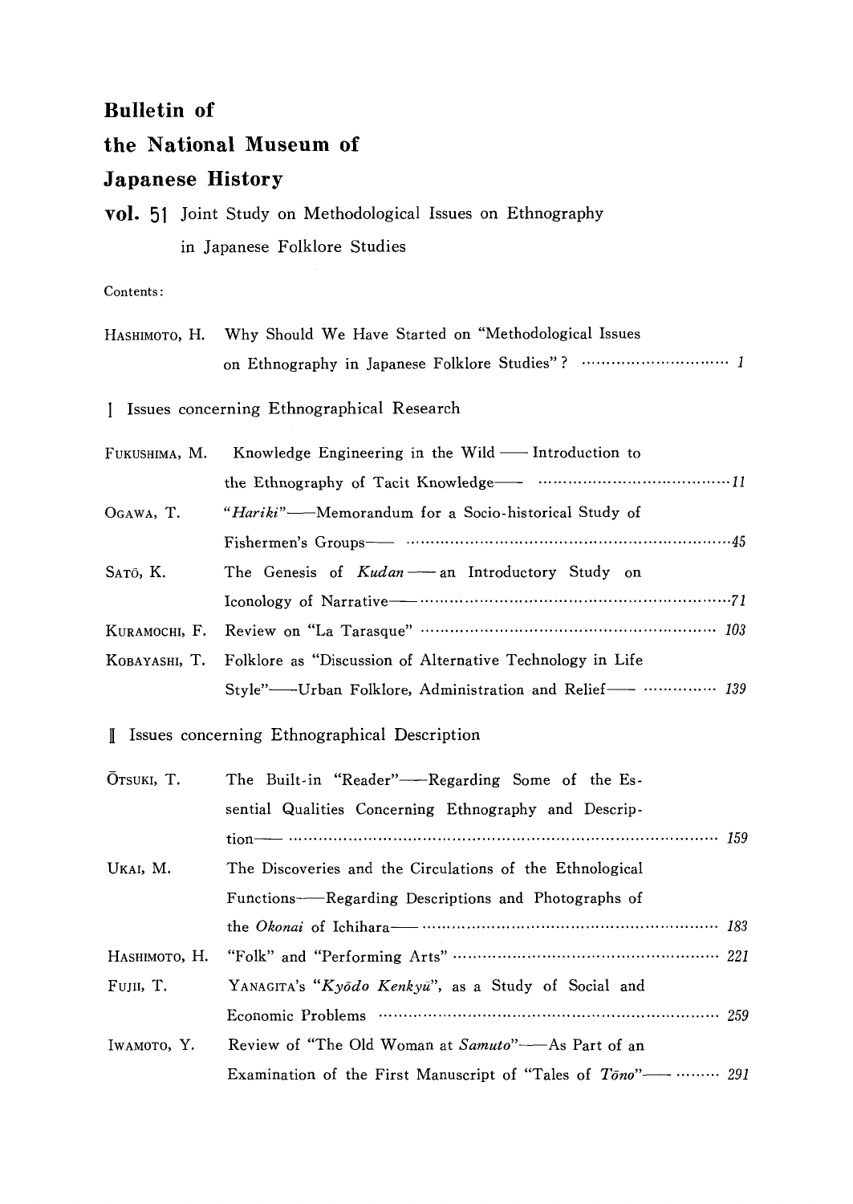# Bulletin of the National Museum of Japanese History

**vol. 51** Joint Study on Methodological Issues on Ethnography in Japanese Folklore Studies

Contents:

| | | |
|---|---|---|
| HASHIMOTO, H. | Why Should We Have Started on "Methodological Issues on Ethnography in Japanese Folklore Studies"? | *1* |

## Ⅰ Issues concerning Ethnographical Research

| | | |
|---|---|---|
| FUKUSHIMA, M. | Knowledge Engineering in the Wild —— Introduction to the Ethnography of Tacit Knowledge—— | *11* |
| OGAWA, T. | "*Hariki*"——Memorandum for a Socio-historical Study of Fishermen's Groups—— | *45* |
| SATŌ, K. | The Genesis of *Kudan* —— an Introductory Study on Iconology of Narrative—— | *71* |
| KURAMOCHI, F. | Review on "La Tarasque" | *103* |
| KOBAYASHI, T. | Folklore as "Discussion of Alternative Technology in Life Style"——Urban Folklore, Administration and Relief—— | *139* |

## Ⅱ Issues concerning Ethnographical Description

| | | |
|---|---|---|
| ŌTSUKI, T. | The Built-in "Reader"——Regarding Some of the Essential Qualities Concerning Ethnography and Description—— | *159* |
| UKAI, M. | The Discoveries and the Circulations of the Ethnological Functions——Regarding Descriptions and Photographs of the *Okonai* of Ichihara—— | *183* |
| HASHIMOTO, H. | "Folk" and "Performing Arts" | *221* |
| FUJII, T. | YANAGITA's "*Kyōdo Kenkyū*", as a Study of Social and Economic Problems | *259* |
| IWAMOTO, Y. | Review of "The Old Woman at *Samuto*"——As Part of an Examination of the First Manuscript of "Tales of *Tōno*"—— | *291* |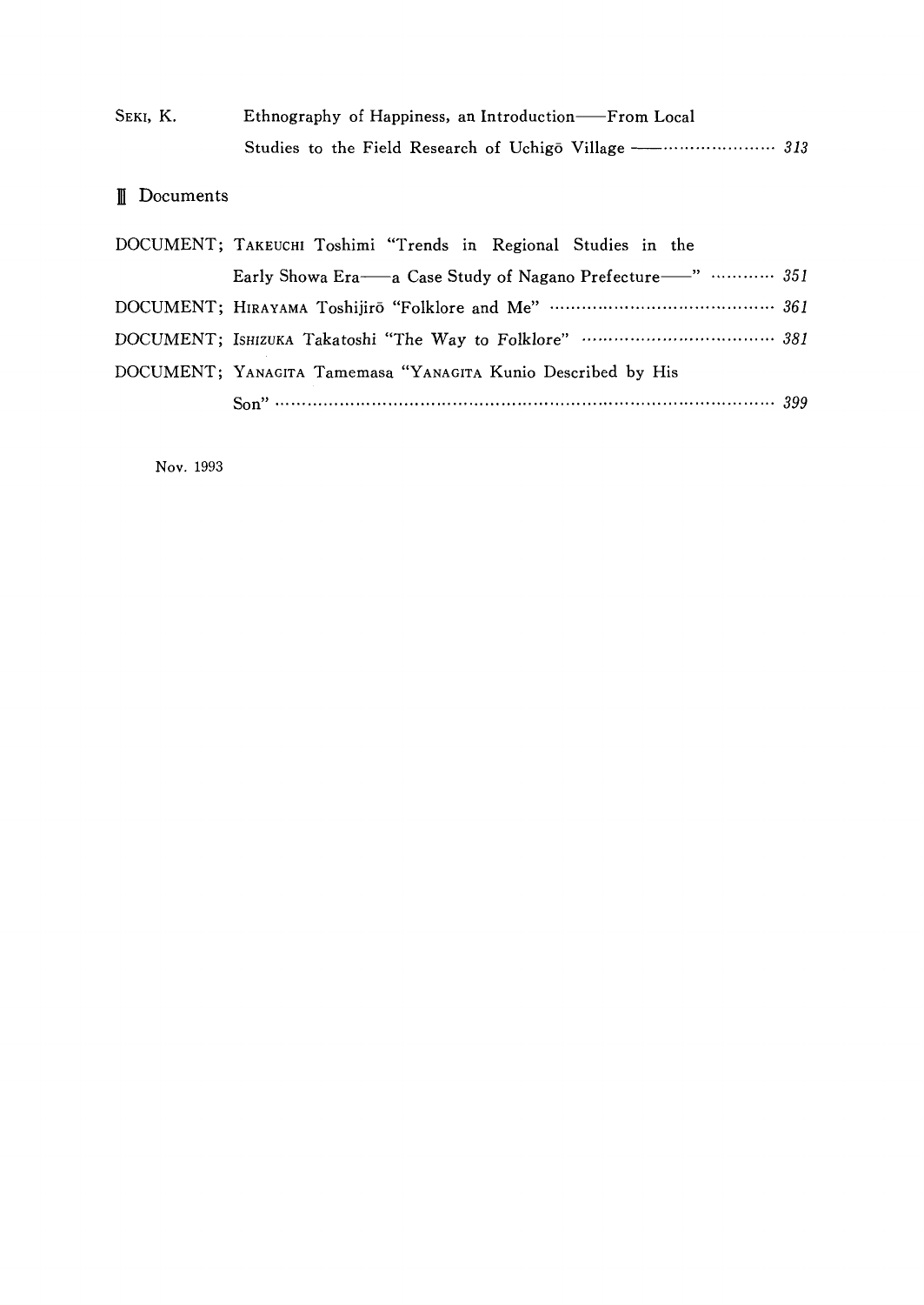SEKI, K. Ethnography of Happiness, an Introduction——From Local Studies to the Field Research of Uchigō Village —………………… 313

## Ⅲ Documents

DOCUMENT; TAKEUCHI Toshimi "Trends in Regional Studies in the Early Showa Era——a Case Study of Nagano Prefecture——" ………… 351

DOCUMENT; HIRAYAMA Toshijirō "Folklore and Me" …………………………………… 361

DOCUMENT; ISHIZUKA Takatoshi "The Way to Folklore" ……………………………… 381

DOCUMENT; YANAGITA Tamemasa "YANAGITA Kunio Described by His Son" ……………………………………………………………………………… 399

Nov. 1993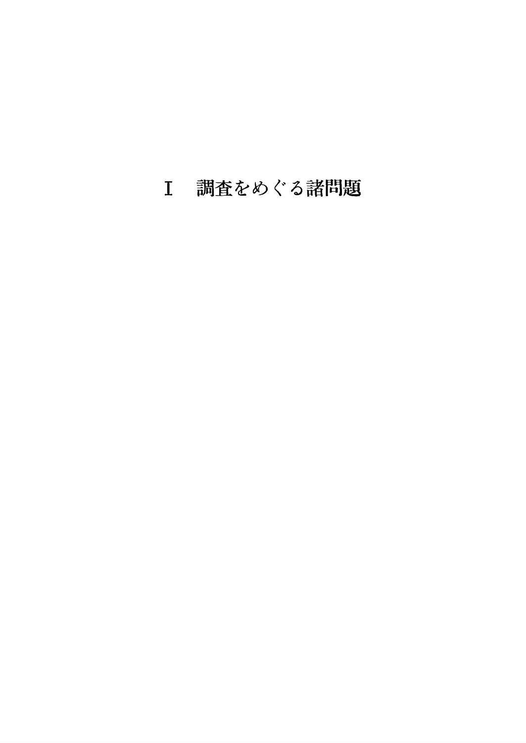# Ⅰ　調査をめぐる諸問題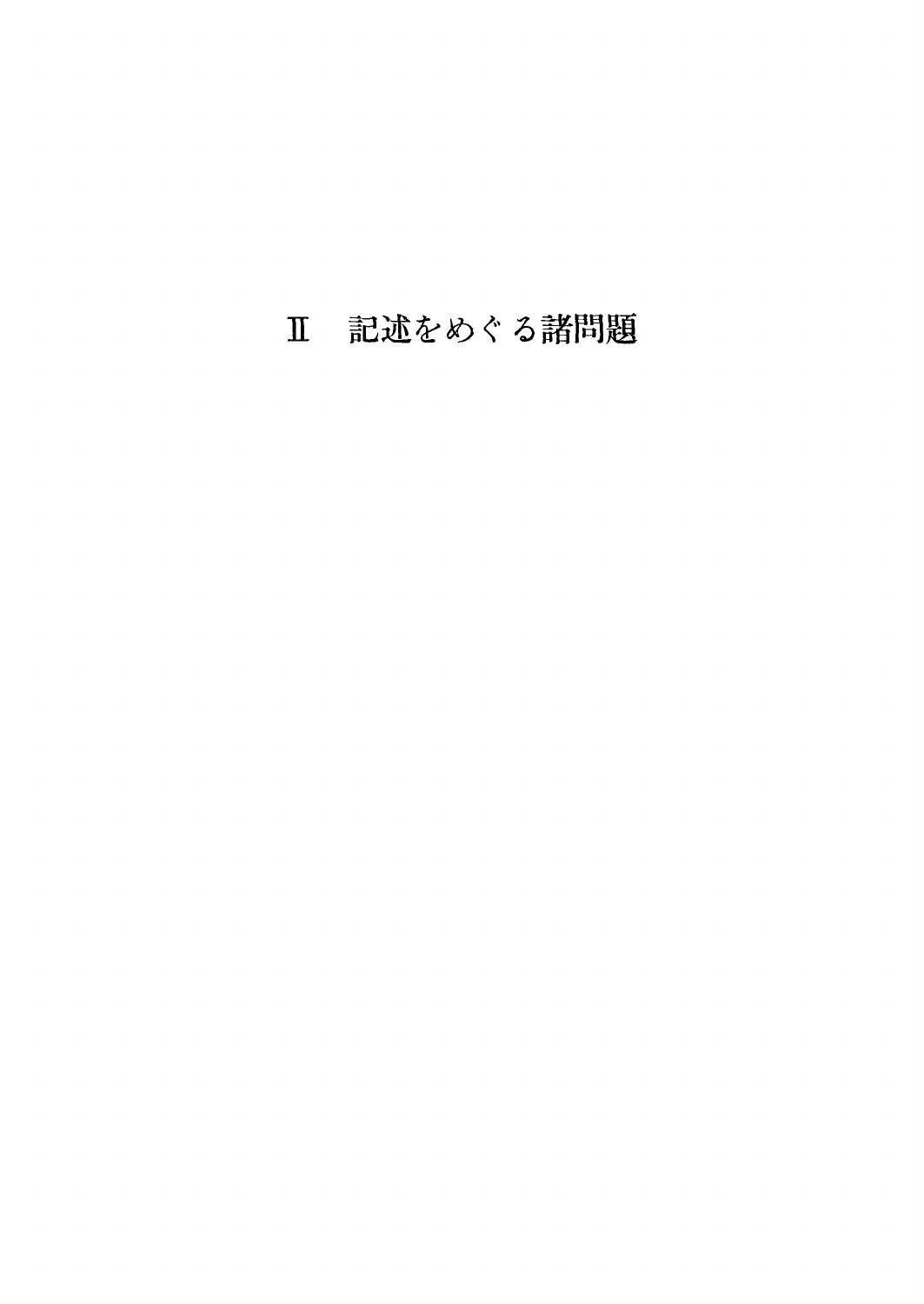# Ⅱ　記述をめぐる諸問題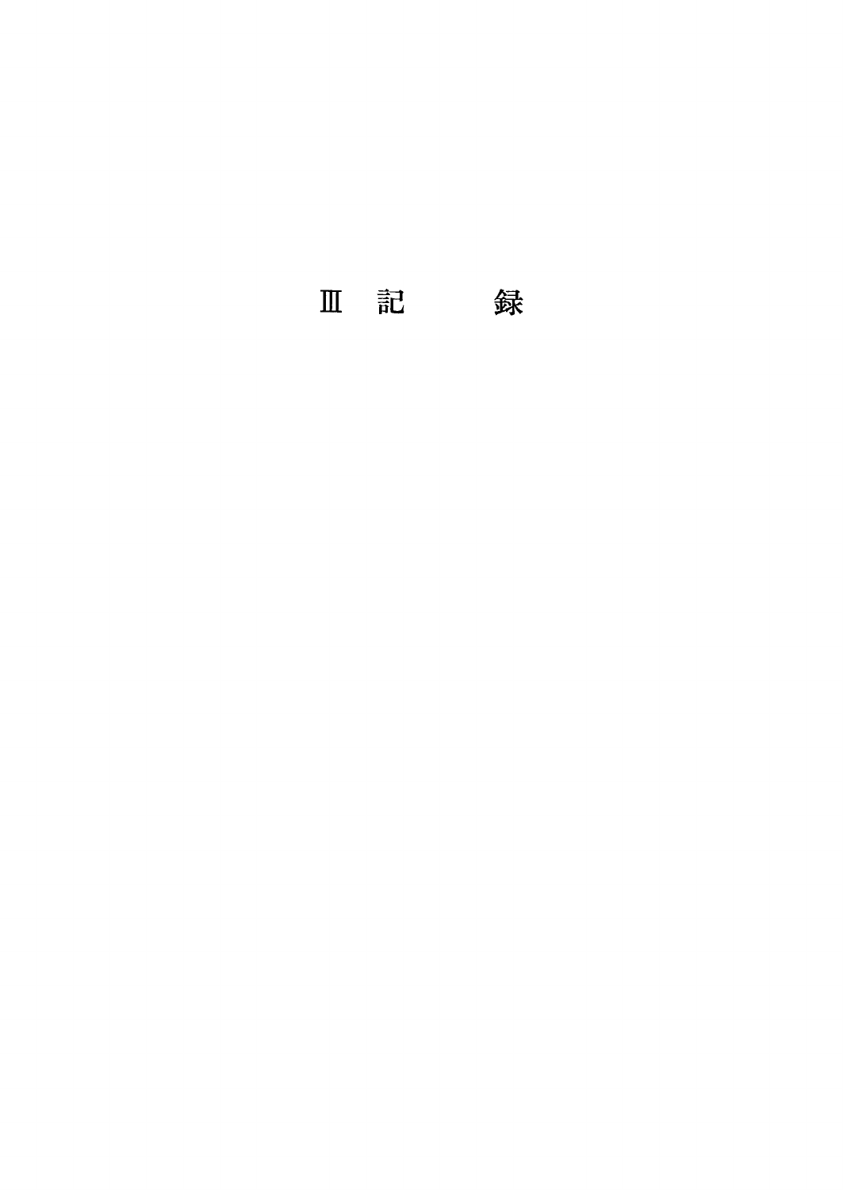# Ⅲ　記　　　録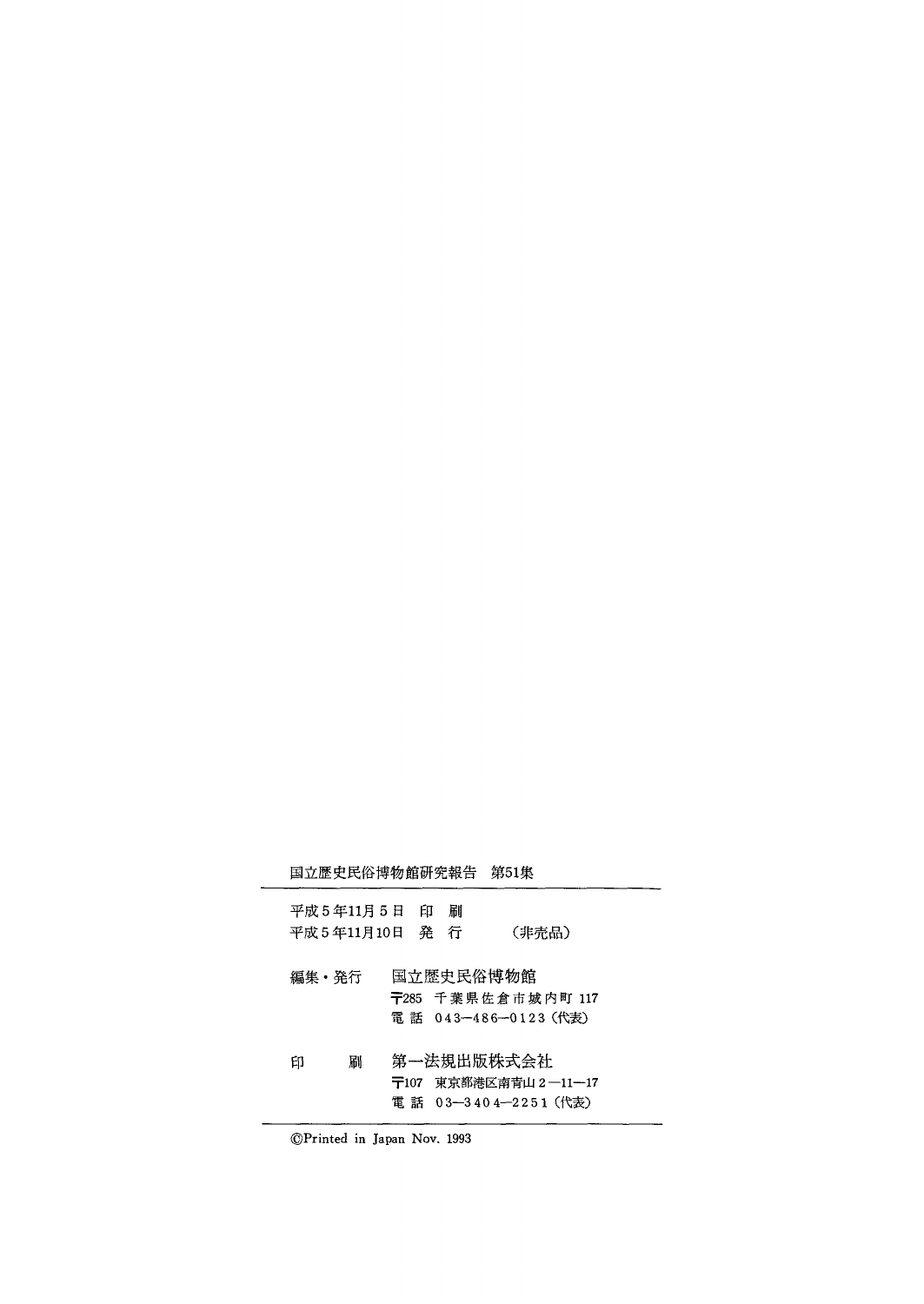国立歴史民俗博物館研究報告　第51集

---

平成5年11月5日　印　刷
平成5年11月10日　発　行　　　（非売品）

編集・発行　国立歴史民俗博物館
〒285　千葉県佐倉市城内町 117
電 話　043−486−0123（代表）

印　　刷　第一法規出版株式会社
〒107　東京都港区南青山 2−11−17
電 話　03−3404−2251（代表）

---

©Printed in Japan Nov. 1993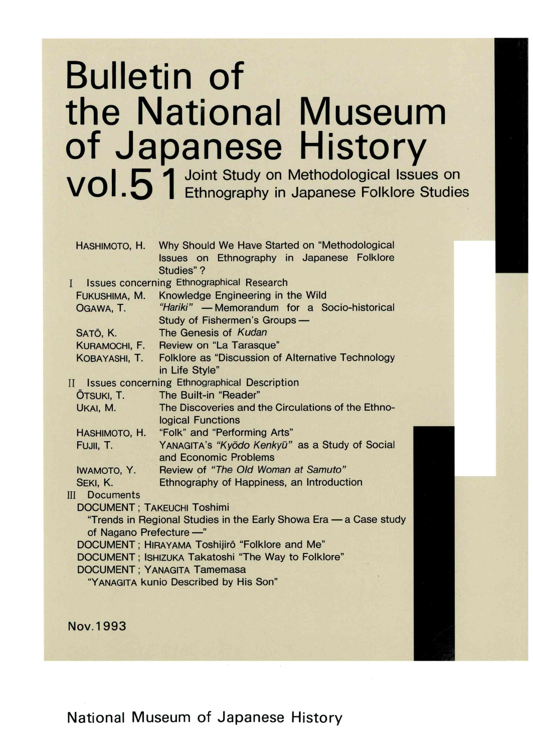# Bulletin of the National Museum of Japanese History

## vol.51 Joint Study on Methodological Issues on Ethnography in Japanese Folklore Studies

HASHIMOTO, H. Why Should We Have Started on "Methodological Issues on Ethnography in Japanese Folklore Studies"?

I Issues concerning Ethnographical Research

FUKUSHIMA, M. Knowledge Engineering in the Wild

OGAWA, T. *"Hariki"* —Memorandum for a Socio-historical Study of Fishermen's Groups—

SATŌ, K. The Genesis of *Kudan*

KURAMOCHI, F. Review on "La Tarasque"

KOBAYASHI, T. Folklore as "Discussion of Alternative Technology in Life Style"

II Issues concerning Ethnographical Description

ŌTSUKI, T. The Built-in "Reader"

UKAI, M. The Discoveries and the Circulations of the Ethnological Functions

HASHIMOTO, H. "Folk" and "Performing Arts"

FUJII, T. YANAGITA's *"Kyōdo Kenkyū"* as a Study of Social and Economic Problems

IWAMOTO, Y. Review of *"The Old Woman at Samuto"*

SEKI, K. Ethnography of Happiness, an Introduction

III Documents

DOCUMENT ; TAKEUCHI Toshimi "Trends in Regional Studies in the Early Showa Era — a Case study of Nagano Prefecture —"

DOCUMENT ; HIRAYAMA Toshijirō "Folklore and Me"

DOCUMENT ; ISHIZUKA Takatoshi "The Way to Folklore"

DOCUMENT ; YANAGITA Tamemasa "YANAGITA kunio Described by His Son"

Nov. 1993

National Museum of Japanese History